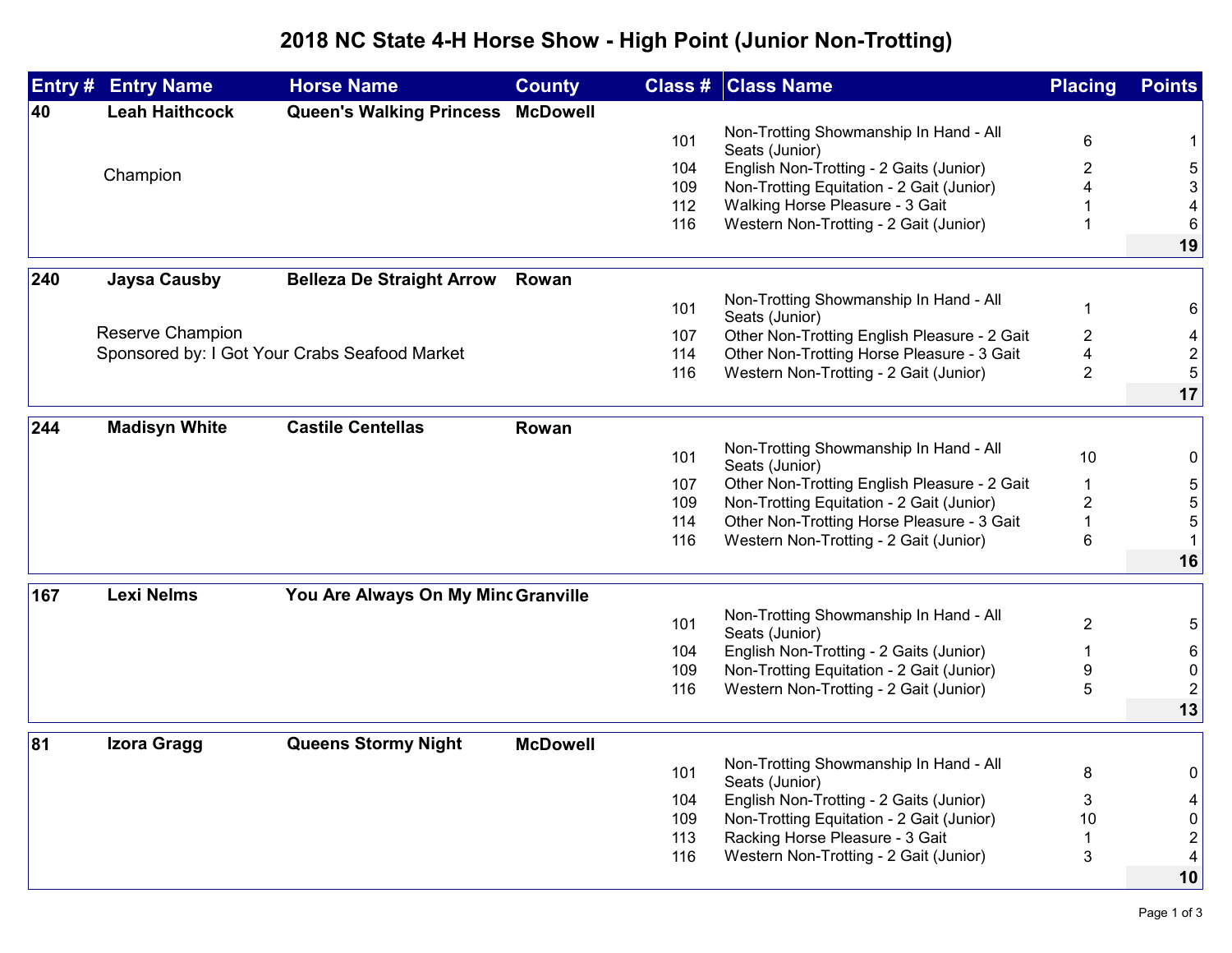# 2018 NC State 4-H Horse Show - High Point (Junior Non-Trotting)

| Entry # | Entry Name | Horse Name | County | Class # | Class Name | Placing | Points |
|---|---|---|---|---|---|---|---|
| 40 | Leah Haithcock | Queen's Walking Princess | McDowell | | | | |
| | | | | 101 | Non-Trotting Showmanship In Hand - All Seats (Junior) | 6 | 1 |
| | Champion | | | 104 | English Non-Trotting - 2 Gaits (Junior) | 2 | 5 |
| | | | | 109 | Non-Trotting Equitation - 2 Gait (Junior) | 4 | 3 |
| | | | | 112 | Walking Horse Pleasure - 3 Gait | 1 | 4 |
| | | | | 116 | Western Non-Trotting - 2 Gait (Junior) | 1 | 6 |
| | | | | | | | **19** |
| 240 | Jaysa Causby | Belleza De Straight Arrow | Rowan | | | | |
| | | | | 101 | Non-Trotting Showmanship In Hand - All Seats (Junior) | 1 | 6 |
| | Reserve Champion | | | 107 | Other Non-Trotting English Pleasure - 2 Gait | 2 | 4 |
| | Sponsored by: I Got Your Crabs Seafood Market | | | 114 | Other Non-Trotting Horse Pleasure - 3 Gait | 4 | 2 |
| | | | | 116 | Western Non-Trotting - 2 Gait (Junior) | 2 | 5 |
| | | | | | | | **17** |
| 244 | Madisyn White | Castile Centellas | Rowan | | | | |
| | | | | 101 | Non-Trotting Showmanship In Hand - All Seats (Junior) | 10 | 0 |
| | | | | 107 | Other Non-Trotting English Pleasure - 2 Gait | 1 | 5 |
| | | | | 109 | Non-Trotting Equitation - 2 Gait (Junior) | 2 | 5 |
| | | | | 114 | Other Non-Trotting Horse Pleasure - 3 Gait | 1 | 5 |
| | | | | 116 | Western Non-Trotting - 2 Gait (Junior) | 6 | 1 |
| | | | | | | | **16** |
| 167 | Lexi Nelms | You Are Always On My Minc | Granville | | | | |
| | | | | 101 | Non-Trotting Showmanship In Hand - All Seats (Junior) | 2 | 5 |
| | | | | 104 | English Non-Trotting - 2 Gaits (Junior) | 1 | 6 |
| | | | | 109 | Non-Trotting Equitation - 2 Gait (Junior) | 9 | 0 |
| | | | | 116 | Western Non-Trotting - 2 Gait (Junior) | 5 | 2 |
| | | | | | | | **13** |
| 81 | Izora Gragg | Queens Stormy Night | McDowell | | | | |
| | | | | 101 | Non-Trotting Showmanship In Hand - All Seats (Junior) | 8 | 0 |
| | | | | 104 | English Non-Trotting - 2 Gaits (Junior) | 3 | 4 |
| | | | | 109 | Non-Trotting Equitation - 2 Gait (Junior) | 10 | 0 |
| | | | | 113 | Racking Horse Pleasure - 3 Gait | 1 | 2 |
| | | | | 116 | Western Non-Trotting - 2 Gait (Junior) | 3 | 4 |
| | | | | | | | **10** |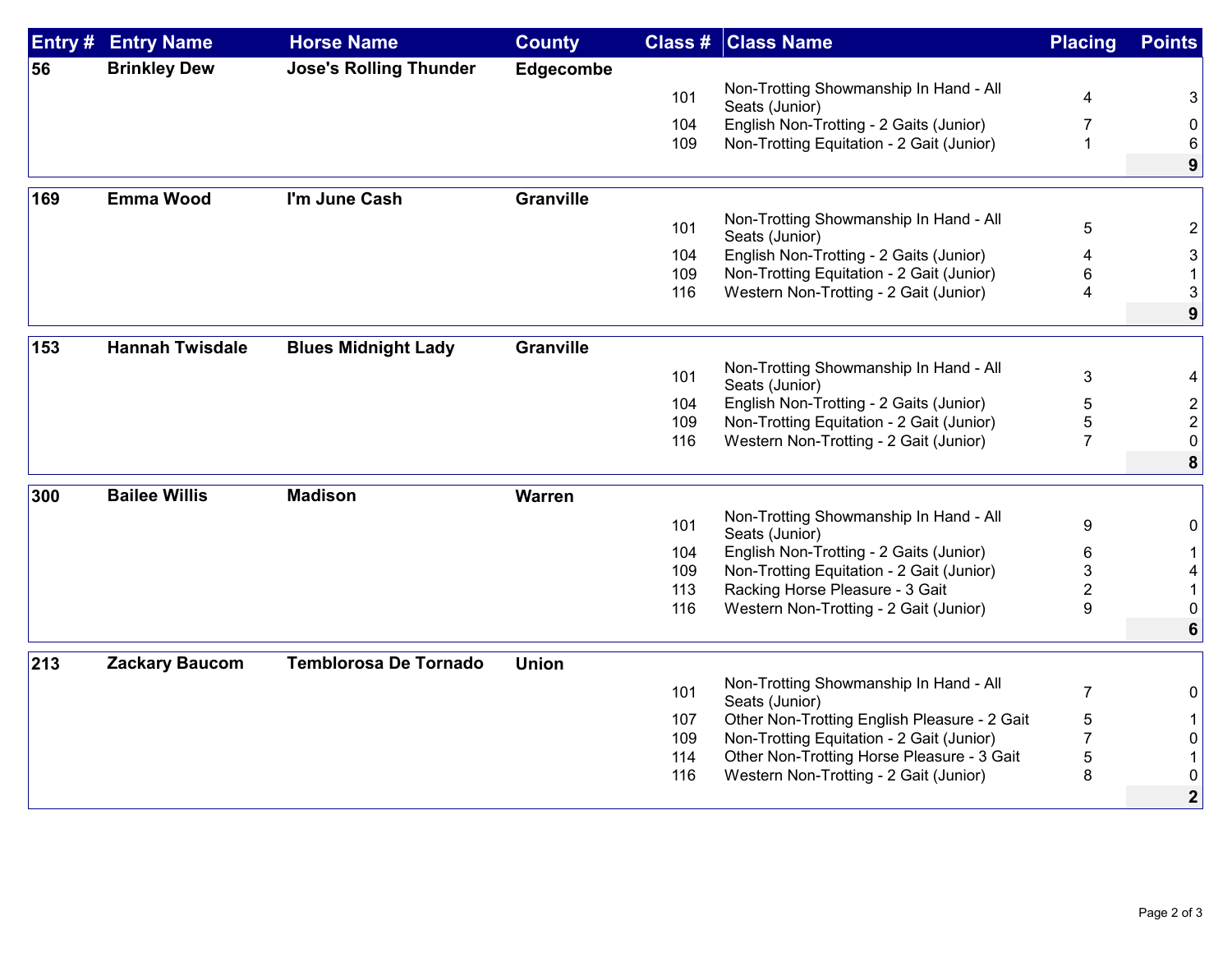| Entry # | Entry Name | Horse Name | County | Class # | Class Name | Placing | Points |
|---|---|---|---|---|---|---|---|
| 56 | Brinkley Dew | Jose's Rolling Thunder | Edgecombe | | | | |
| | | | | 101 | Non-Trotting Showmanship In Hand - All Seats (Junior) | 4 | 3 |
| | | | | 104 | English Non-Trotting - 2 Gaits (Junior) | 7 | 0 |
| | | | | 109 | Non-Trotting Equitation - 2 Gait (Junior) | 1 | 6 |
| | | | | | | | **9** |
| 169 | Emma Wood | I'm June Cash | Granville | | | | |
| | | | | 101 | Non-Trotting Showmanship In Hand - All Seats (Junior) | 5 | 2 |
| | | | | 104 | English Non-Trotting - 2 Gaits (Junior) | 4 | 3 |
| | | | | 109 | Non-Trotting Equitation - 2 Gait (Junior) | 6 | 1 |
| | | | | 116 | Western Non-Trotting - 2 Gait (Junior) | 4 | 3 |
| | | | | | | | **9** |
| 153 | Hannah Twisdale | Blues Midnight Lady | Granville | | | | |
| | | | | 101 | Non-Trotting Showmanship In Hand - All Seats (Junior) | 3 | 4 |
| | | | | 104 | English Non-Trotting - 2 Gaits (Junior) | 5 | 2 |
| | | | | 109 | Non-Trotting Equitation - 2 Gait (Junior) | 5 | 2 |
| | | | | 116 | Western Non-Trotting - 2 Gait (Junior) | 7 | 0 |
| | | | | | | | **8** |
| 300 | Bailee Willis | Madison | Warren | | | | |
| | | | | 101 | Non-Trotting Showmanship In Hand - All Seats (Junior) | 9 | 0 |
| | | | | 104 | English Non-Trotting - 2 Gaits (Junior) | 6 | 1 |
| | | | | 109 | Non-Trotting Equitation - 2 Gait (Junior) | 3 | 4 |
| | | | | 113 | Racking Horse Pleasure - 3 Gait | 2 | 1 |
| | | | | 116 | Western Non-Trotting - 2 Gait (Junior) | 9 | 0 |
| | | | | | | | **6** |
| 213 | Zackary Baucom | Temblorosa De Tornado | Union | | | | |
| | | | | 101 | Non-Trotting Showmanship In Hand - All Seats (Junior) | 7 | 0 |
| | | | | 107 | Other Non-Trotting English Pleasure - 2 Gait | 5 | 1 |
| | | | | 109 | Non-Trotting Equitation - 2 Gait (Junior) | 7 | 0 |
| | | | | 114 | Other Non-Trotting Horse Pleasure - 3 Gait | 5 | 1 |
| | | | | 116 | Western Non-Trotting - 2 Gait (Junior) | 8 | 0 |
| | | | | | | | **2** |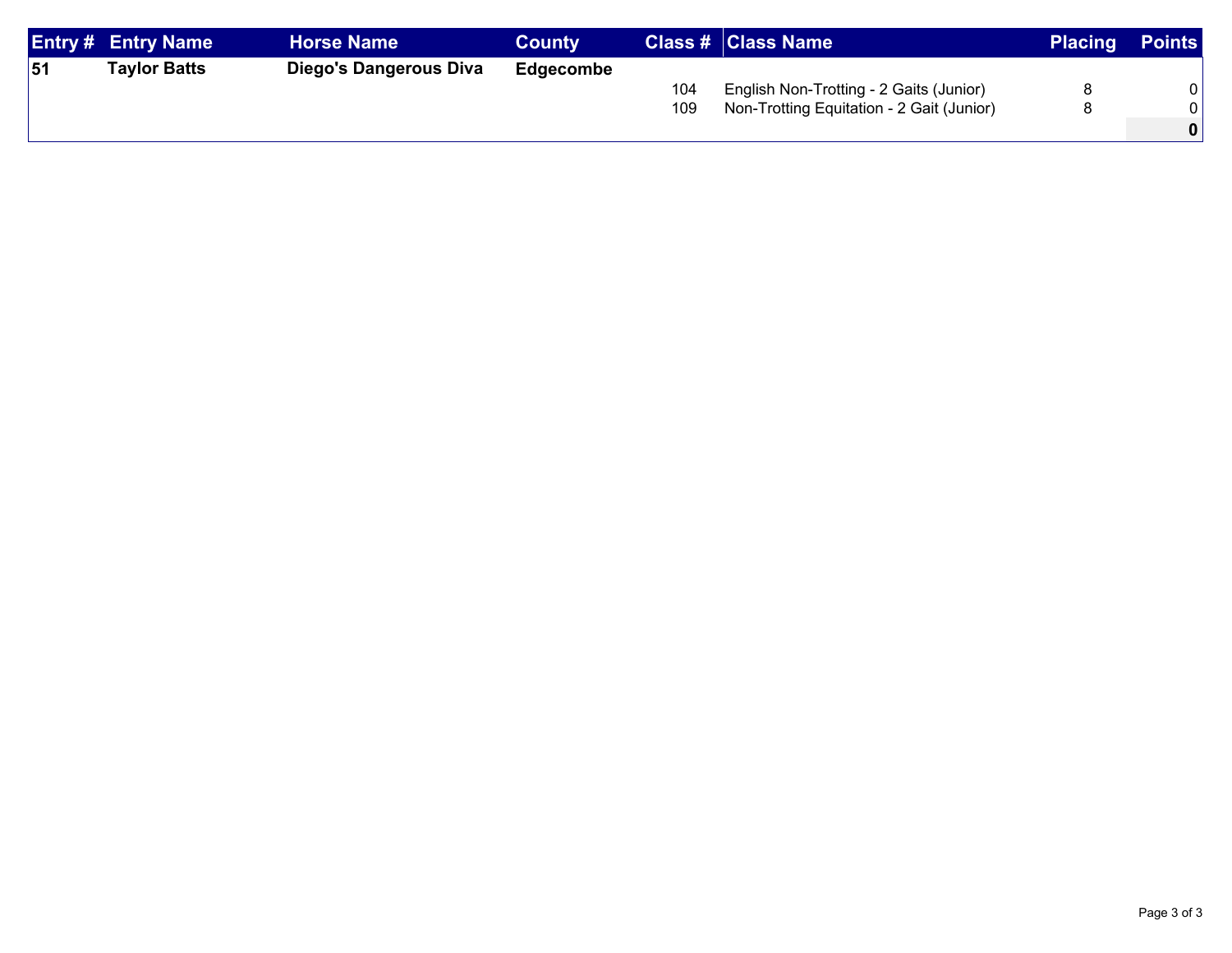| Entry # | Entry Name | Horse Name | County | Class # | Class Name | Placing | Points |
|---|---|---|---|---|---|---|---|
| **51** | **Taylor Batts** | **Diego's Dangerous Diva** | **Edgecombe** | | | | |
| | | | | 104 | English Non-Trotting - 2 Gaits (Junior) | 8 | 0 |
| | | | | 109 | Non-Trotting Equitation - 2 Gait (Junior) | 8 | 0 |
| | | | | | | | **0** |